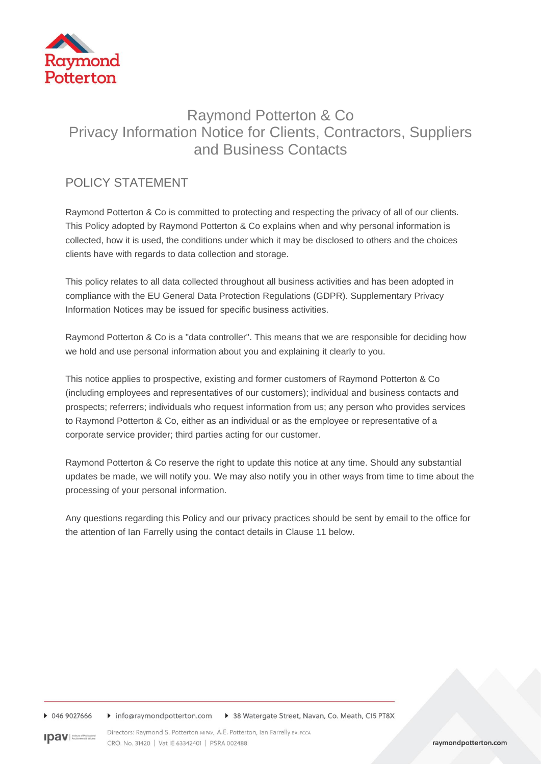# Raymond Potterton & Co
# Privacy Information Notice for Clients, Contractors, Suppliers and Business Contacts

## POLICY STATEMENT

Raymond Potterton & Co is committed to protecting and respecting the privacy of all of our clients. This Policy adopted by Raymond Potterton & Co explains when and why personal information is collected, how it is used, the conditions under which it may be disclosed to others and the choices clients have with regards to data collection and storage.

This policy relates to all data collected throughout all business activities and has been adopted in compliance with the EU General Data Protection Regulations (GDPR). Supplementary Privacy Information Notices may be issued for specific business activities.

Raymond Potterton & Co is a "data controller". This means that we are responsible for deciding how we hold and use personal information about you and explaining it clearly to you.

This notice applies to prospective, existing and former customers of Raymond Potterton & Co (including employees and representatives of our customers); individual and business contacts and prospects; referrers; individuals who request information from us; any person who provides services to Raymond Potterton & Co, either as an individual or as the employee or representative of a corporate service provider; third parties acting for our customer.

Raymond Potterton & Co reserve the right to update this notice at any time. Should any substantial updates be made, we will notify you. We may also notify you in other ways from time to time about the processing of your personal information.

Any questions regarding this Policy and our privacy practices should be sent by email to the office for the attention of Ian Farrelly using the contact details in Clause 11 below.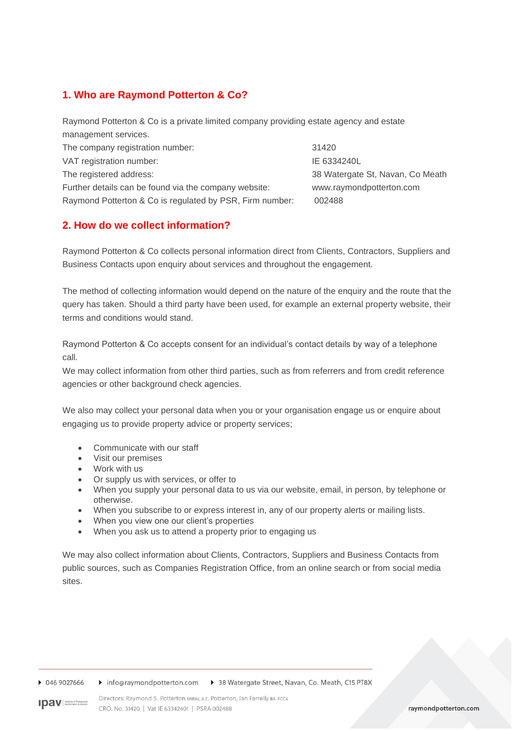## 1. Who are Raymond Potterton & Co?

Raymond Potterton & Co is a private limited company providing estate agency and estate management services.

| | |
|---|---|
| The company registration number: | 31420 |
| VAT registration number: | IE 6334240L |
| The registered address: | 38 Watergate St, Navan, Co Meath |
| Further details can be found via the company website: | www.raymondpotterton.com |
| Raymond Potterton & Co is regulated by PSR, Firm number: | 002488 |

## 2. How do we collect information?

Raymond Potterton & Co collects personal information direct from Clients, Contractors, Suppliers and Business Contacts upon enquiry about services and throughout the engagement.

The method of collecting information would depend on the nature of the enquiry and the route that the query has taken. Should a third party have been used, for example an external property website, their terms and conditions would stand.

Raymond Potterton & Co accepts consent for an individual's contact details by way of a telephone call.
We may collect information from other third parties, such as from referrers and from credit reference agencies or other background check agencies.

We also may collect your personal data when you or your organisation engage us or enquire about engaging us to provide property advice or property services;

- Communicate with our staff
- Visit our premises
- Work with us
- Or supply us with services, or offer to
- When you supply your personal data to us via our website, email, in person, by telephone or otherwise.
- When you subscribe to or express interest in, any of our property alerts or mailing lists.
- When you view one our client's properties
- When you ask us to attend a property prior to engaging us

We may also collect information about Clients, Contractors, Suppliers and Business Contacts from public sources, such as Companies Registration Office, from an online search or from social media sites.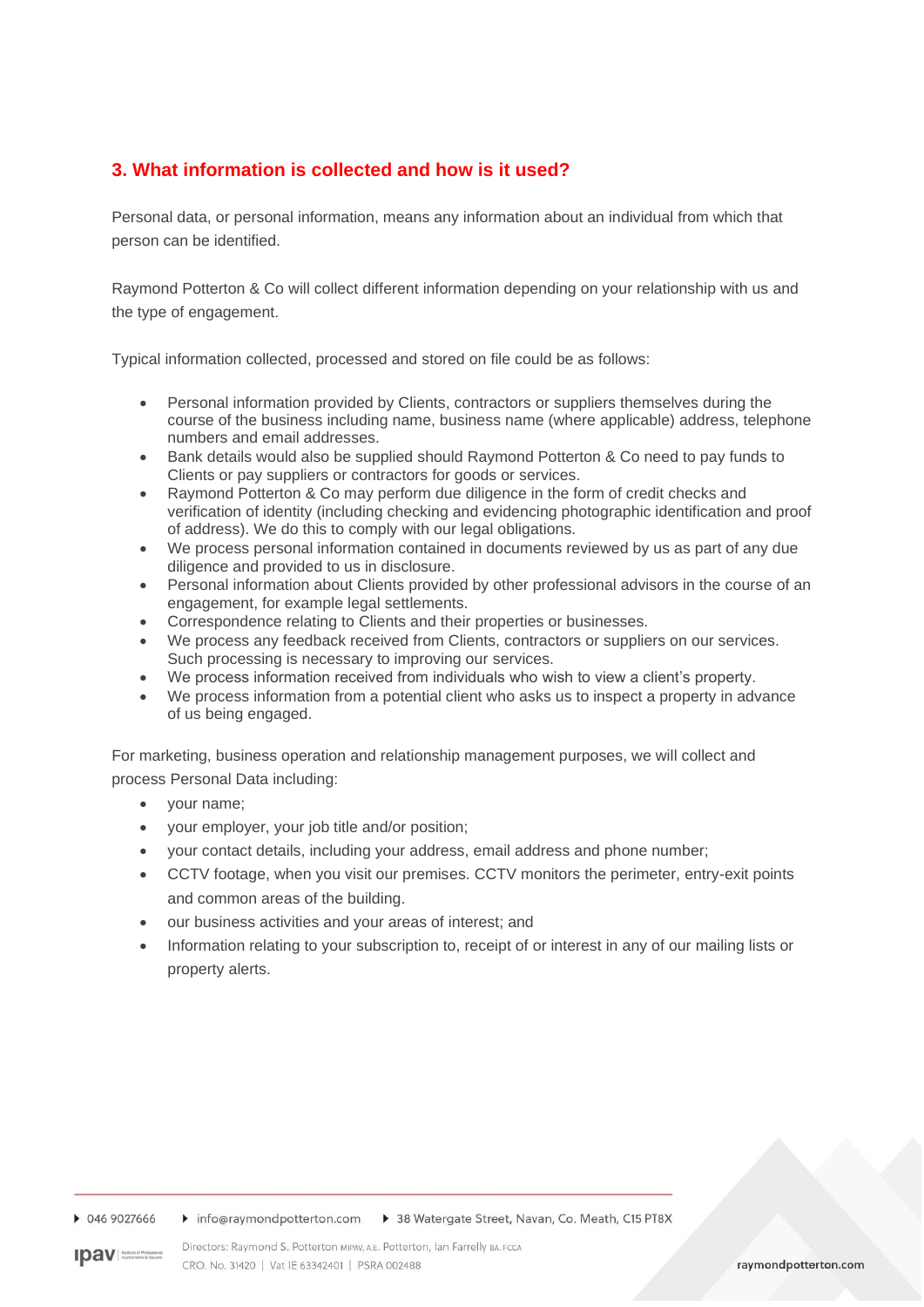## 3. What information is collected and how is it used?

Personal data, or personal information, means any information about an individual from which that person can be identified.

Raymond Potterton & Co will collect different information depending on your relationship with us and the type of engagement.

Typical information collected, processed and stored on file could be as follows:

- Personal information provided by Clients, contractors or suppliers themselves during the course of the business including name, business name (where applicable) address, telephone numbers and email addresses.
- Bank details would also be supplied should Raymond Potterton & Co need to pay funds to Clients or pay suppliers or contractors for goods or services.
- Raymond Potterton & Co may perform due diligence in the form of credit checks and verification of identity (including checking and evidencing photographic identification and proof of address). We do this to comply with our legal obligations.
- We process personal information contained in documents reviewed by us as part of any due diligence and provided to us in disclosure.
- Personal information about Clients provided by other professional advisors in the course of an engagement, for example legal settlements.
- Correspondence relating to Clients and their properties or businesses.
- We process any feedback received from Clients, contractors or suppliers on our services. Such processing is necessary to improving our services.
- We process information received from individuals who wish to view a client's property.
- We process information from a potential client who asks us to inspect a property in advance of us being engaged.

For marketing, business operation and relationship management purposes, we will collect and process Personal Data including:

- your name;
- your employer, your job title and/or position;
- your contact details, including your address, email address and phone number;
- CCTV footage, when you visit our premises. CCTV monitors the perimeter, entry-exit points and common areas of the building.
- our business activities and your areas of interest; and
- Information relating to your subscription to, receipt of or interest in any of our mailing lists or property alerts.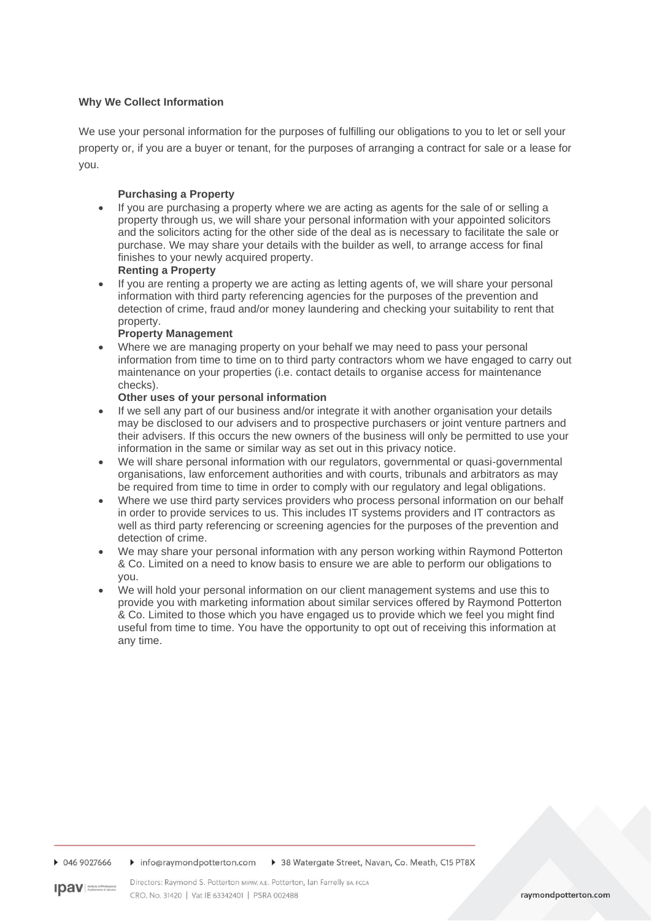**Why We Collect Information**

We use your personal information for the purposes of fulfilling our obligations to you to let or sell your property or, if you are a buyer or tenant, for the purposes of arranging a contract for sale or a lease for you.

**Purchasing a Property**

- If you are purchasing a property where we are acting as agents for the sale of or selling a property through us, we will share your personal information with your appointed solicitors and the solicitors acting for the other side of the deal as is necessary to facilitate the sale or purchase. We may share your details with the builder as well, to arrange access for final finishes to your newly acquired property.

**Renting a Property**

- If you are renting a property we are acting as letting agents of, we will share your personal information with third party referencing agencies for the purposes of the prevention and detection of crime, fraud and/or money laundering and checking your suitability to rent that property.

**Property Management**

- Where we are managing property on your behalf we may need to pass your personal information from time to time on to third party contractors whom we have engaged to carry out maintenance on your properties (i.e. contact details to organise access for maintenance checks).

**Other uses of your personal information**

- If we sell any part of our business and/or integrate it with another organisation your details may be disclosed to our advisers and to prospective purchasers or joint venture partners and their advisers. If this occurs the new owners of the business will only be permitted to use your information in the same or similar way as set out in this privacy notice.
- We will share personal information with our regulators, governmental or quasi-governmental organisations, law enforcement authorities and with courts, tribunals and arbitrators as may be required from time to time in order to comply with our regulatory and legal obligations.
- Where we use third party services providers who process personal information on our behalf in order to provide services to us. This includes IT systems providers and IT contractors as well as third party referencing or screening agencies for the purposes of the prevention and detection of crime.
- We may share your personal information with any person working within Raymond Potterton & Co. Limited on a need to know basis to ensure we are able to perform our obligations to you.
- We will hold your personal information on our client management systems and use this to provide you with marketing information about similar services offered by Raymond Potterton & Co. Limited to those which you have engaged us to provide which we feel you might find useful from time to time. You have the opportunity to opt out of receiving this information at any time.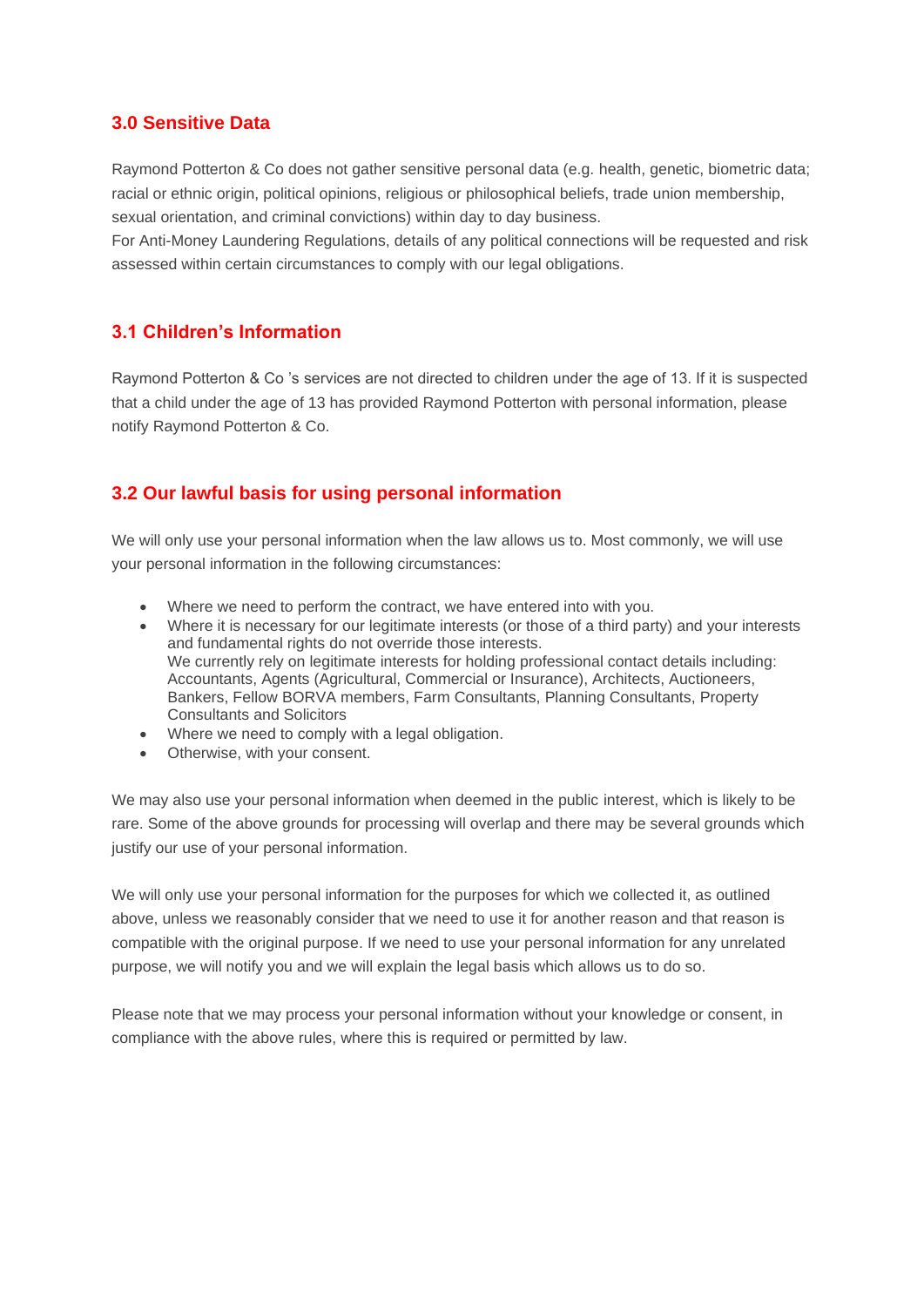## 3.0 Sensitive Data

Raymond Potterton & Co does not gather sensitive personal data (e.g. health, genetic, biometric data; racial or ethnic origin, political opinions, religious or philosophical beliefs, trade union membership, sexual orientation, and criminal convictions) within day to day business.
For Anti-Money Laundering Regulations, details of any political connections will be requested and risk assessed within certain circumstances to comply with our legal obligations.

## 3.1 Children's Information

Raymond Potterton & Co 's services are not directed to children under the age of 13. If it is suspected that a child under the age of 13 has provided Raymond Potterton with personal information, please notify Raymond Potterton & Co.

## 3.2 Our lawful basis for using personal information

We will only use your personal information when the law allows us to. Most commonly, we will use your personal information in the following circumstances:

- Where we need to perform the contract, we have entered into with you.
- Where it is necessary for our legitimate interests (or those of a third party) and your interests and fundamental rights do not override those interests.
  We currently rely on legitimate interests for holding professional contact details including: Accountants, Agents (Agricultural, Commercial or Insurance), Architects, Auctioneers, Bankers, Fellow BORVA members, Farm Consultants, Planning Consultants, Property Consultants and Solicitors
- Where we need to comply with a legal obligation.
- Otherwise, with your consent.

We may also use your personal information when deemed in the public interest, which is likely to be rare. Some of the above grounds for processing will overlap and there may be several grounds which justify our use of your personal information.

We will only use your personal information for the purposes for which we collected it, as outlined above, unless we reasonably consider that we need to use it for another reason and that reason is compatible with the original purpose. If we need to use your personal information for any unrelated purpose, we will notify you and we will explain the legal basis which allows us to do so.

Please note that we may process your personal information without your knowledge or consent, in compliance with the above rules, where this is required or permitted by law.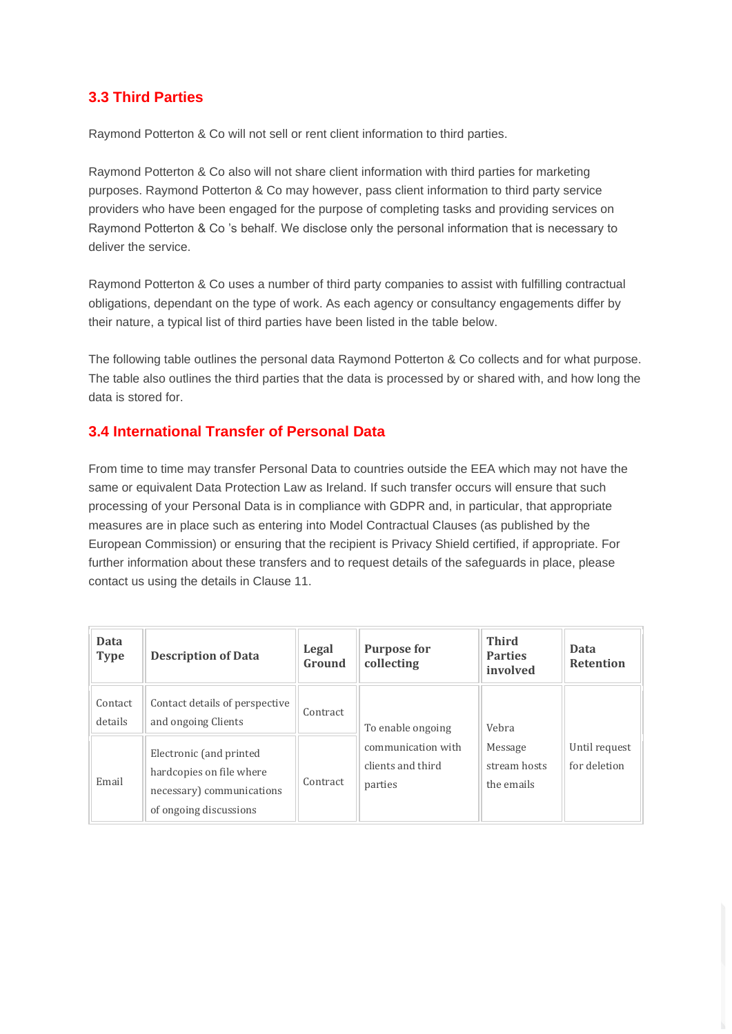### 3.3 Third Parties

Raymond Potterton & Co will not sell or rent client information to third parties.

Raymond Potterton & Co also will not share client information with third parties for marketing purposes. Raymond Potterton & Co may however, pass client information to third party service providers who have been engaged for the purpose of completing tasks and providing services on Raymond Potterton & Co 's behalf. We disclose only the personal information that is necessary to deliver the service.

Raymond Potterton & Co uses a number of third party companies to assist with fulfilling contractual obligations, dependant on the type of work. As each agency or consultancy engagements differ by their nature, a typical list of third parties have been listed in the table below.

The following table outlines the personal data Raymond Potterton & Co collects and for what purpose. The table also outlines the third parties that the data is processed by or shared with, and how long the data is stored for.

### 3.4 International Transfer of Personal Data

From time to time may transfer Personal Data to countries outside the EEA which may not have the same or equivalent Data Protection Law as Ireland. If such transfer occurs will ensure that such processing of your Personal Data is in compliance with GDPR and, in particular, that appropriate measures are in place such as entering into Model Contractual Clauses (as published by the European Commission) or ensuring that the recipient is Privacy Shield certified, if appropriate. For further information about these transfers and to request details of the safeguards in place, please contact us using the details in Clause 11.

| Data Type | Description of Data | Legal Ground | Purpose for collecting | Third Parties involved | Data Retention |
|---|---|---|---|---|---|
| Contact details | Contact details of perspective and ongoing Clients | Contract | To enable ongoing communication with clients and third parties | Vebra Message stream hosts the emails | Until request for deletion |
| Email | Electronic (and printed hardcopies on file where necessary) communications of ongoing discussions | Contract | | | |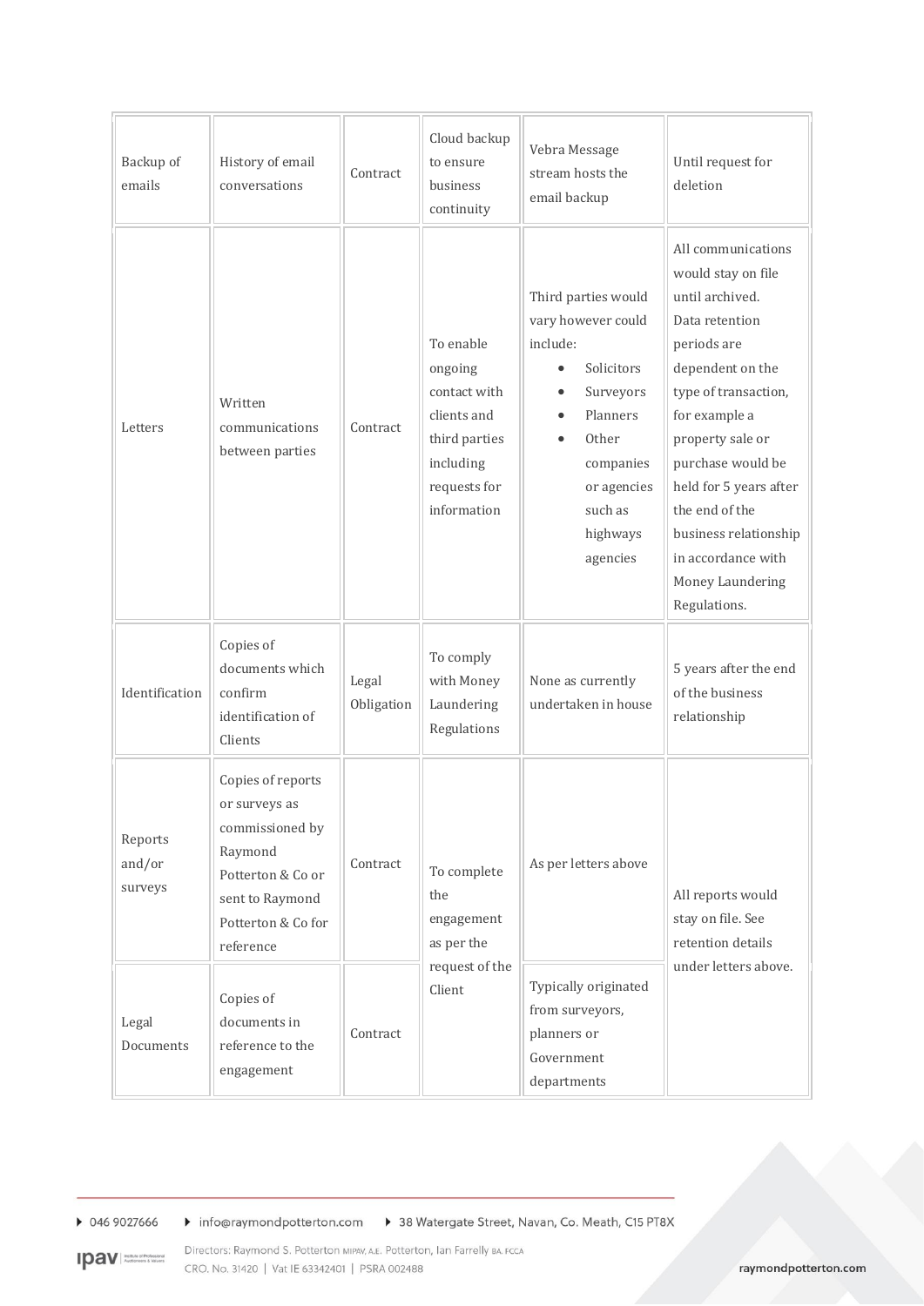| Backup of emails | History of email conversations | Contract | Cloud backup to ensure business continuity | Vebra Message stream hosts the email backup | Until request for deletion |
|---|---|---|---|---|---|
| Letters | Written communications between parties | Contract | To enable ongoing contact with clients and third parties including requests for information | Third parties would vary however could include: <br>• Solicitors<br>• Surveyors<br>• Planners<br>• Other companies or agencies such as highways agencies | All communications would stay on file until archived. Data retention periods are dependent on the type of transaction, for example a property sale or purchase would be held for 5 years after the end of the business relationship in accordance with Money Laundering Regulations. |
| Identification | Copies of documents which confirm identification of Clients | Legal Obligation | To comply with Money Laundering Regulations | None as currently undertaken in house | 5 years after the end of the business relationship |
| Reports and/or surveys | Copies of reports or surveys as commissioned by Raymond Potterton & Co or sent to Raymond Potterton & Co for reference | Contract | To complete the engagement as per the request of the Client | As per letters above | All reports would stay on file. See retention details under letters above. |
| Legal Documents | Copies of documents in reference to the engagement | Contract | | Typically originated from surveyors, planners or Government departments | |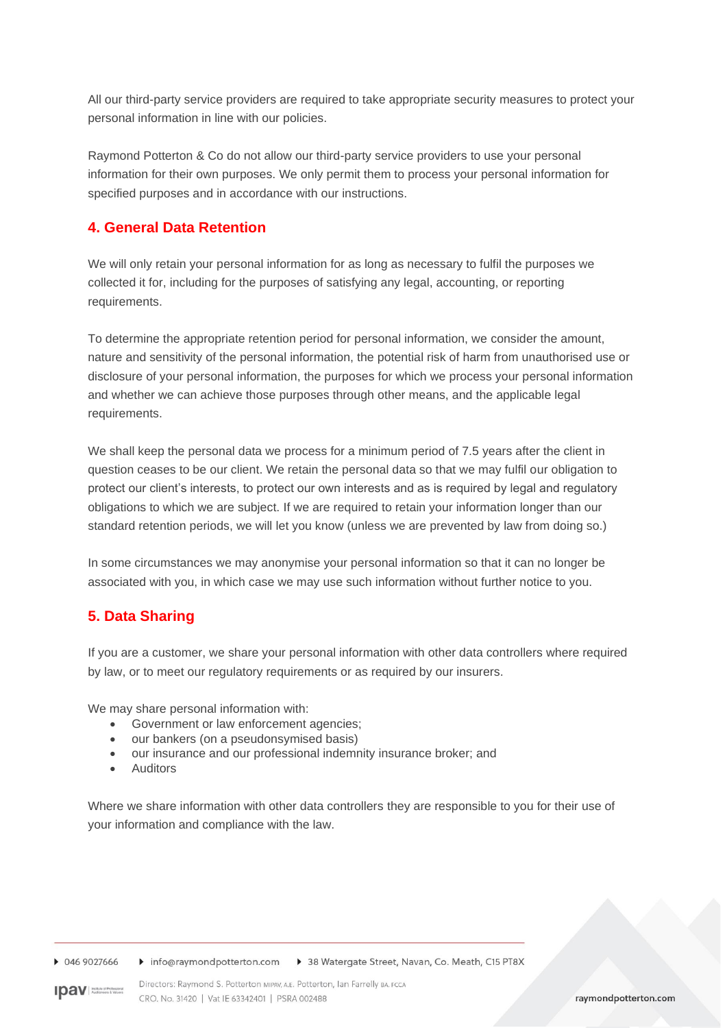All our third-party service providers are required to take appropriate security measures to protect your personal information in line with our policies.

Raymond Potterton & Co do not allow our third-party service providers to use your personal information for their own purposes. We only permit them to process your personal information for specified purposes and in accordance with our instructions.

## 4. General Data Retention

We will only retain your personal information for as long as necessary to fulfil the purposes we collected it for, including for the purposes of satisfying any legal, accounting, or reporting requirements.

To determine the appropriate retention period for personal information, we consider the amount, nature and sensitivity of the personal information, the potential risk of harm from unauthorised use or disclosure of your personal information, the purposes for which we process your personal information and whether we can achieve those purposes through other means, and the applicable legal requirements.

We shall keep the personal data we process for a minimum period of 7.5 years after the client in question ceases to be our client. We retain the personal data so that we may fulfil our obligation to protect our client's interests, to protect our own interests and as is required by legal and regulatory obligations to which we are subject. If we are required to retain your information longer than our standard retention periods, we will let you know (unless we are prevented by law from doing so.)

In some circumstances we may anonymise your personal information so that it can no longer be associated with you, in which case we may use such information without further notice to you.

## 5. Data Sharing

If you are a customer, we share your personal information with other data controllers where required by law, or to meet our regulatory requirements or as required by our insurers.

We may share personal information with:

- Government or law enforcement agencies;
- our bankers (on a pseudonsymised basis)
- our insurance and our professional indemnity insurance broker; and
- Auditors

Where we share information with other data controllers they are responsible to you for their use of your information and compliance with the law.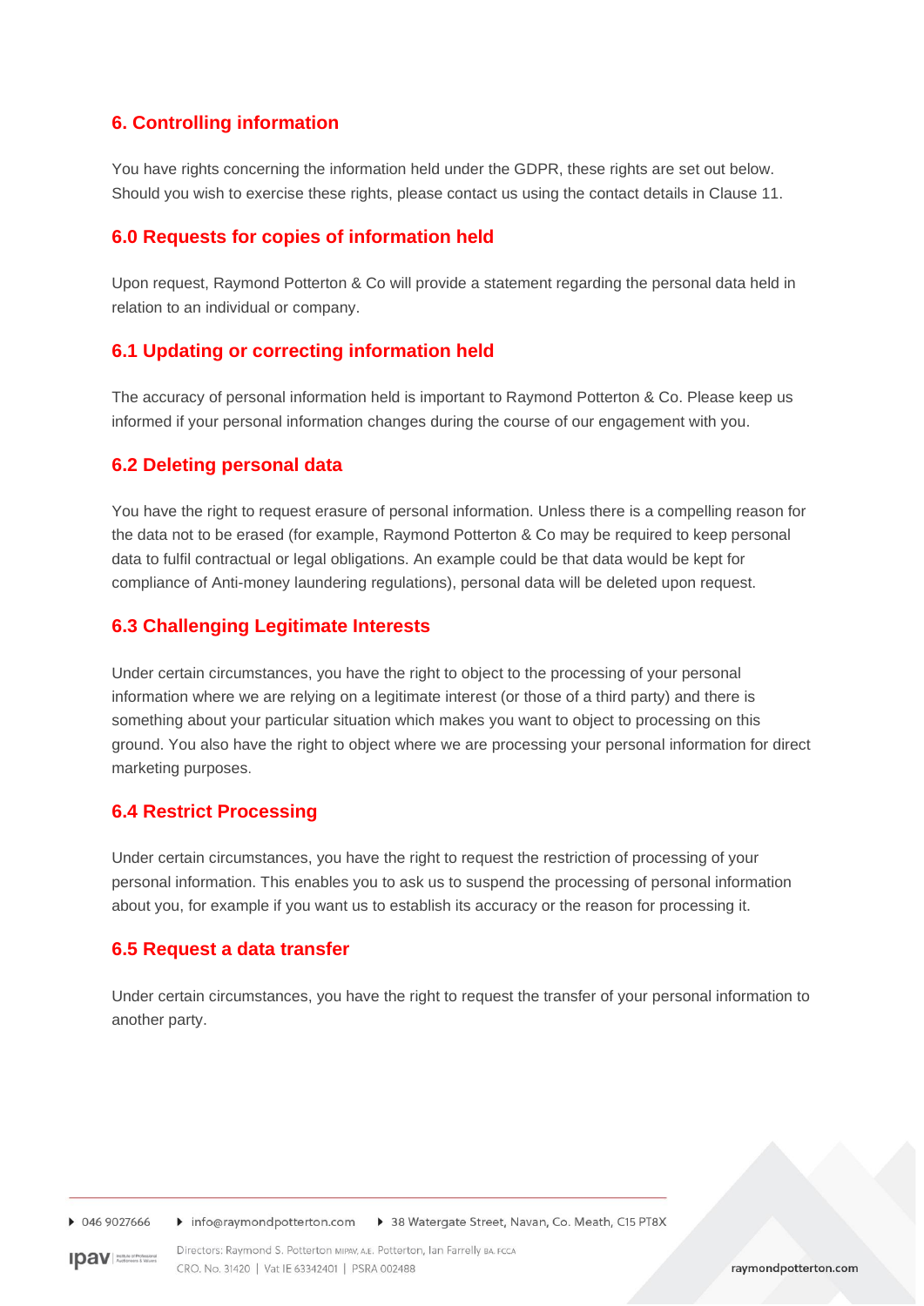## 6. Controlling information

You have rights concerning the information held under the GDPR, these rights are set out below. Should you wish to exercise these rights, please contact us using the contact details in Clause 11.

### 6.0 Requests for copies of information held

Upon request, Raymond Potterton & Co will provide a statement regarding the personal data held in relation to an individual or company.

### 6.1 Updating or correcting information held

The accuracy of personal information held is important to Raymond Potterton & Co. Please keep us informed if your personal information changes during the course of our engagement with you.

### 6.2 Deleting personal data

You have the right to request erasure of personal information. Unless there is a compelling reason for the data not to be erased (for example, Raymond Potterton & Co may be required to keep personal data to fulfil contractual or legal obligations. An example could be that data would be kept for compliance of Anti-money laundering regulations), personal data will be deleted upon request.

### 6.3 Challenging Legitimate Interests

Under certain circumstances, you have the right to object to the processing of your personal information where we are relying on a legitimate interest (or those of a third party) and there is something about your particular situation which makes you want to object to processing on this ground. You also have the right to object where we are processing your personal information for direct marketing purposes.

### 6.4 Restrict Processing

Under certain circumstances, you have the right to request the restriction of processing of your personal information. This enables you to ask us to suspend the processing of personal information about you, for example if you want us to establish its accuracy or the reason for processing it.

### 6.5 Request a data transfer

Under certain circumstances, you have the right to request the transfer of your personal information to another party.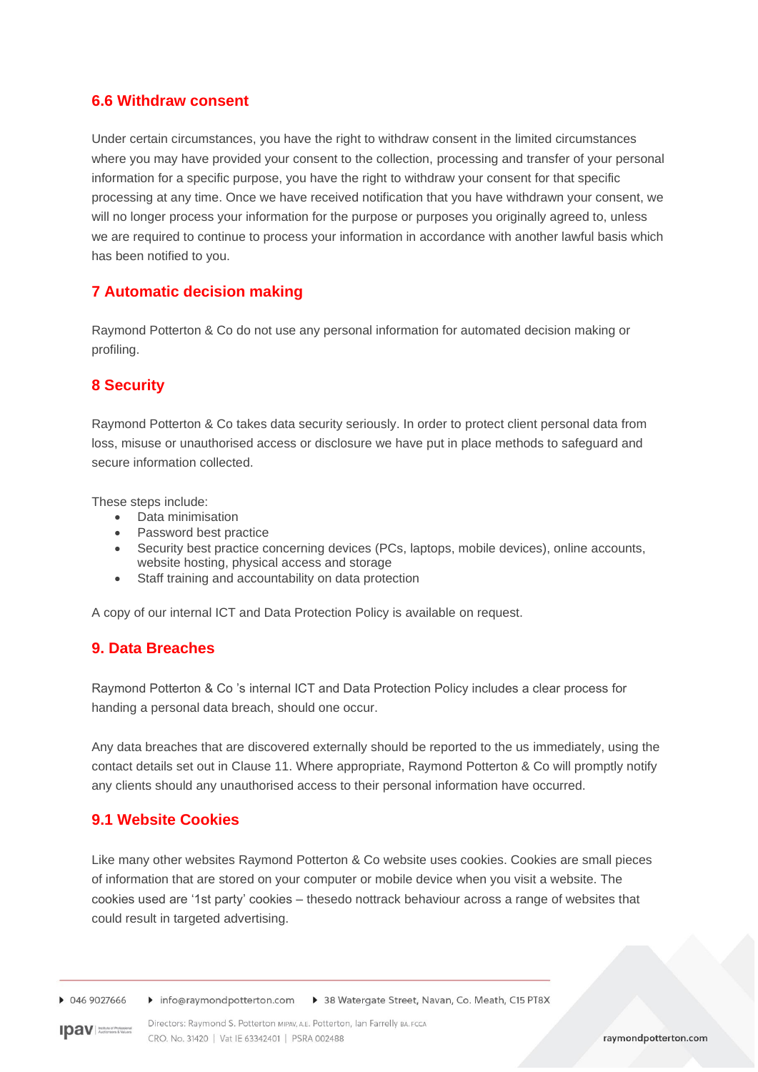## 6.6 Withdraw consent

Under certain circumstances, you have the right to withdraw consent in the limited circumstances where you may have provided your consent to the collection, processing and transfer of your personal information for a specific purpose, you have the right to withdraw your consent for that specific processing at any time. Once we have received notification that you have withdrawn your consent, we will no longer process your information for the purpose or purposes you originally agreed to, unless we are required to continue to process your information in accordance with another lawful basis which has been notified to you.

## 7 Automatic decision making

Raymond Potterton & Co do not use any personal information for automated decision making or profiling.

## 8 Security

Raymond Potterton & Co takes data security seriously. In order to protect client personal data from loss, misuse or unauthorised access or disclosure we have put in place methods to safeguard and secure information collected.

These steps include:

- Data minimisation
- Password best practice
- Security best practice concerning devices (PCs, laptops, mobile devices), online accounts, website hosting, physical access and storage
- Staff training and accountability on data protection

A copy of our internal ICT and Data Protection Policy is available on request.

## 9. Data Breaches

Raymond Potterton & Co 's internal ICT and Data Protection Policy includes a clear process for handing a personal data breach, should one occur.

Any data breaches that are discovered externally should be reported to the us immediately, using the contact details set out in Clause 11. Where appropriate, Raymond Potterton & Co will promptly notify any clients should any unauthorised access to their personal information have occurred.

## 9.1 Website Cookies

Like many other websites Raymond Potterton & Co website uses cookies. Cookies are small pieces of information that are stored on your computer or mobile device when you visit a website. The cookies used are '1st party' cookies – thesedo nottrack behaviour across a range of websites that could result in targeted advertising.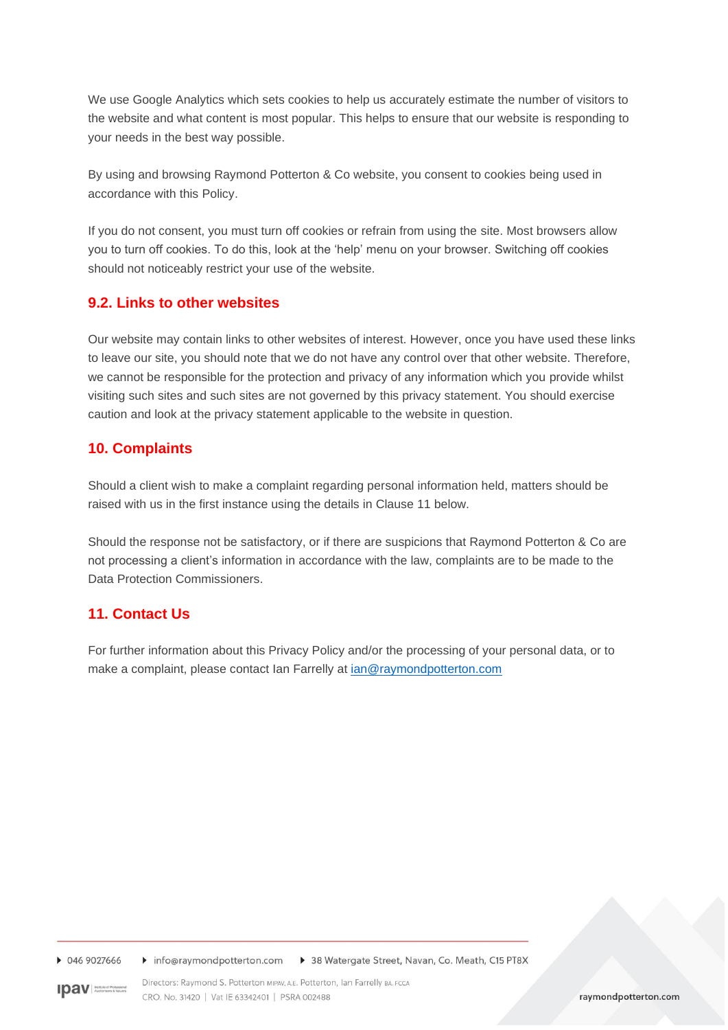We use Google Analytics which sets cookies to help us accurately estimate the number of visitors to the website and what content is most popular. This helps to ensure that our website is responding to your needs in the best way possible.

By using and browsing Raymond Potterton & Co website, you consent to cookies being used in accordance with this Policy.

If you do not consent, you must turn off cookies or refrain from using the site. Most browsers allow you to turn off cookies. To do this, look at the 'help' menu on your browser. Switching off cookies should not noticeably restrict your use of the website.

### 9.2. Links to other websites

Our website may contain links to other websites of interest. However, once you have used these links to leave our site, you should note that we do not have any control over that other website. Therefore, we cannot be responsible for the protection and privacy of any information which you provide whilst visiting such sites and such sites are not governed by this privacy statement. You should exercise caution and look at the privacy statement applicable to the website in question.

## 10. Complaints

Should a client wish to make a complaint regarding personal information held, matters should be raised with us in the first instance using the details in Clause 11 below.

Should the response not be satisfactory, or if there are suspicions that Raymond Potterton & Co are not processing a client's information in accordance with the law, complaints are to be made to the Data Protection Commissioners.

## 11. Contact Us

For further information about this Privacy Policy and/or the processing of your personal data, or to make a complaint, please contact Ian Farrelly at ian@raymondpotterton.com